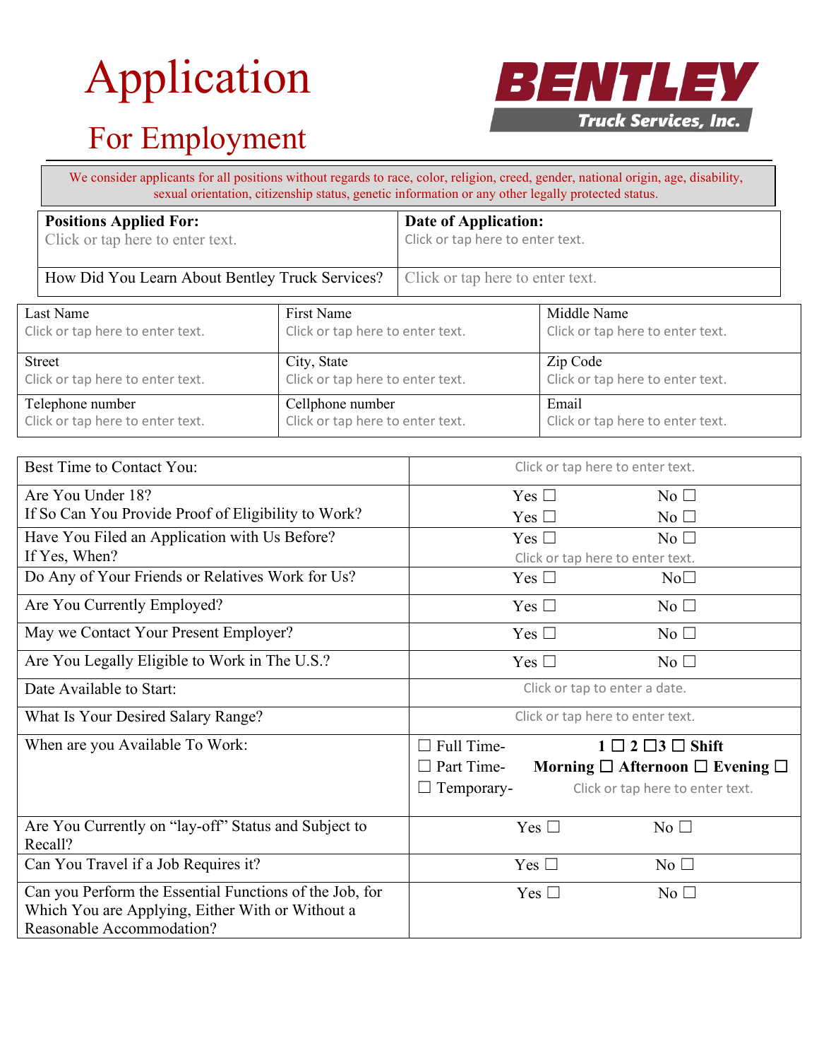# Application

## For Employment

**BENTLEY**
**Truck Services, Inc.**

We consider applicants for all positions without regards to race, color, religion, creed, gender, national origin, age, disability, sexual orientation, citizenship status, genetic information or any other legally protected status.

| **Positions Applied For:** Click or tap here to enter text. | **Date of Application:** Click or tap here to enter text. |
|---|---|
| How Did You Learn About Bentley Truck Services? | Click or tap here to enter text. |

| Last Name | First Name | Middle Name |
|---|---|---|
| Click or tap here to enter text. | Click or tap here to enter text. | Click or tap here to enter text. |
| Street | City, State | Zip Code |
| Click or tap here to enter text. | Click or tap here to enter text. | Click or tap here to enter text. |
| Telephone number | Cellphone number | Email |
| Click or tap here to enter text. | Click or tap here to enter text. | Click or tap here to enter text. |

| Question | | |
|---|---|---|
| Best Time to Contact You: | Click or tap here to enter text. | |
| Are You Under 18? | Yes ☐ | No ☐ |
| If So Can You Provide Proof of Eligibility to Work? | Yes ☐ | No ☐ |
| Have You Filed an Application with Us Before? | Yes ☐ | No ☐ |
| If Yes, When? | Click or tap here to enter text. | |
| Do Any of Your Friends or Relatives Work for Us? | Yes ☐ | No☐ |
| Are You Currently Employed? | Yes ☐ | No ☐ |
| May we Contact Your Present Employer? | Yes ☐ | No ☐ |
| Are You Legally Eligible to Work in The U.S.? | Yes ☐ | No ☐ |
| Date Available to Start: | Click or tap to enter a date. | |
| What Is Your Desired Salary Range? | Click or tap here to enter text. | |
| When are you Available To Work: | ☐ Full Time- | **1 ☐ 2 ☐3 ☐ Shift** |
| | ☐ Part Time- | **Morning ☐ Afternoon ☐ Evening ☐** |
| | ☐ Temporary- | Click or tap here to enter text. |
| Are You Currently on "lay-off" Status and Subject to Recall? | Yes ☐ | No ☐ |
| Can You Travel if a Job Requires it? | Yes ☐ | No ☐ |
| Can you Perform the Essential Functions of the Job, for Which You are Applying, Either With or Without a Reasonable Accommodation? | Yes ☐ | No ☐ |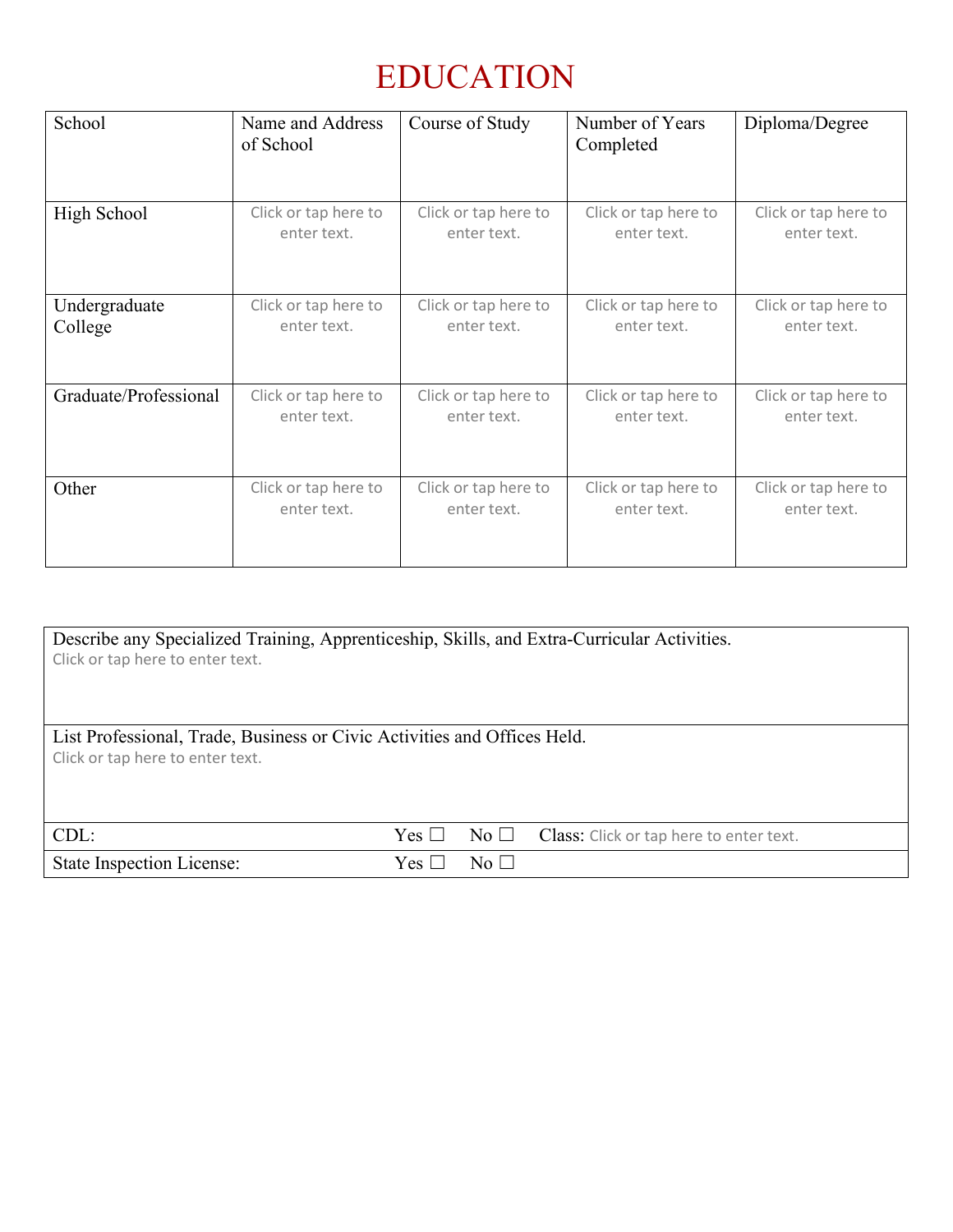# EDUCATION

| School | Name and Address of School | Course of Study | Number of Years Completed | Diploma/Degree |
|---|---|---|---|---|
| High School | Click or tap here to enter text. | Click or tap here to enter text. | Click or tap here to enter text. | Click or tap here to enter text. |
| Undergraduate College | Click or tap here to enter text. | Click or tap here to enter text. | Click or tap here to enter text. | Click or tap here to enter text. |
| Graduate/Professional | Click or tap here to enter text. | Click or tap here to enter text. | Click or tap here to enter text. | Click or tap here to enter text. |
| Other | Click or tap here to enter text. | Click or tap here to enter text. | Click or tap here to enter text. | Click or tap here to enter text. |

Describe any Specialized Training, Apprenticeship, Skills, and Extra-Curricular Activities.
Click or tap here to enter text.

List Professional, Trade, Business or Civic Activities and Offices Held.
Click or tap here to enter text.

| | | | |
|---|---|---|---|
| CDL: | Yes ☐ | No ☐ | Class: Click or tap here to enter text. |
| State Inspection License: | Yes ☐ | No ☐ | |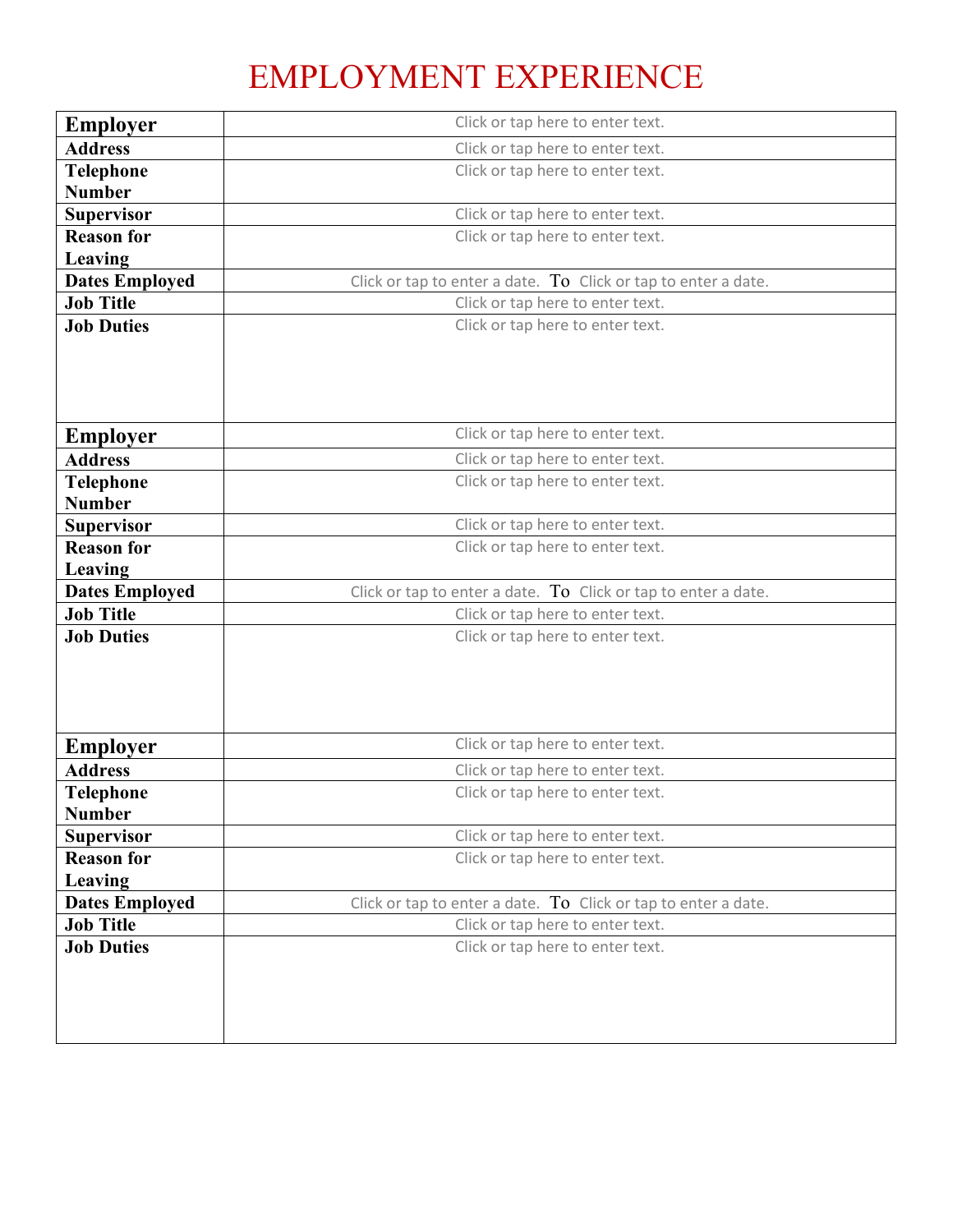# EMPLOYMENT EXPERIENCE

| **Employer** | Click or tap here to enter text. |
|---|---|
| **Address** | Click or tap here to enter text. |
| **Telephone Number** | Click or tap here to enter text. |
| **Supervisor** | Click or tap here to enter text. |
| **Reason for Leaving** | Click or tap here to enter text. |
| **Dates Employed** | Click or tap to enter a date. To Click or tap to enter a date. |
| **Job Title** | Click or tap here to enter text. |
| **Job Duties** | Click or tap here to enter text. |
| **Employer** | Click or tap here to enter text. |
| **Address** | Click or tap here to enter text. |
| **Telephone Number** | Click or tap here to enter text. |
| **Supervisor** | Click or tap here to enter text. |
| **Reason for Leaving** | Click or tap here to enter text. |
| **Dates Employed** | Click or tap to enter a date. To Click or tap to enter a date. |
| **Job Title** | Click or tap here to enter text. |
| **Job Duties** | Click or tap here to enter text. |
| **Employer** | Click or tap here to enter text. |
| **Address** | Click or tap here to enter text. |
| **Telephone Number** | Click or tap here to enter text. |
| **Supervisor** | Click or tap here to enter text. |
| **Reason for Leaving** | Click or tap here to enter text. |
| **Dates Employed** | Click or tap to enter a date. To Click or tap to enter a date. |
| **Job Title** | Click or tap here to enter text. |
| **Job Duties** | Click or tap here to enter text. |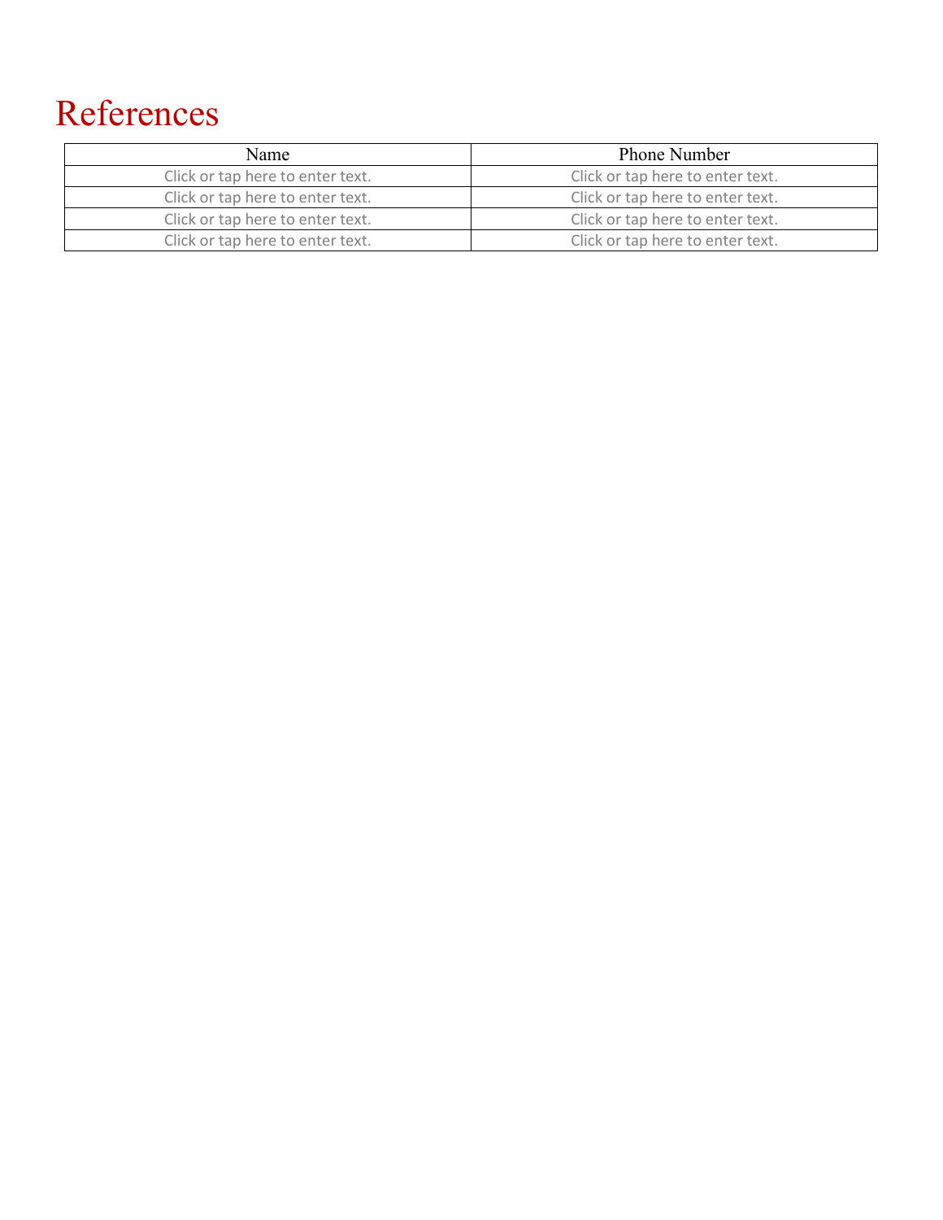# References

| Name | Phone Number |
|---|---|
| Click or tap here to enter text. | Click or tap here to enter text. |
| Click or tap here to enter text. | Click or tap here to enter text. |
| Click or tap here to enter text. | Click or tap here to enter text. |
| Click or tap here to enter text. | Click or tap here to enter text. |